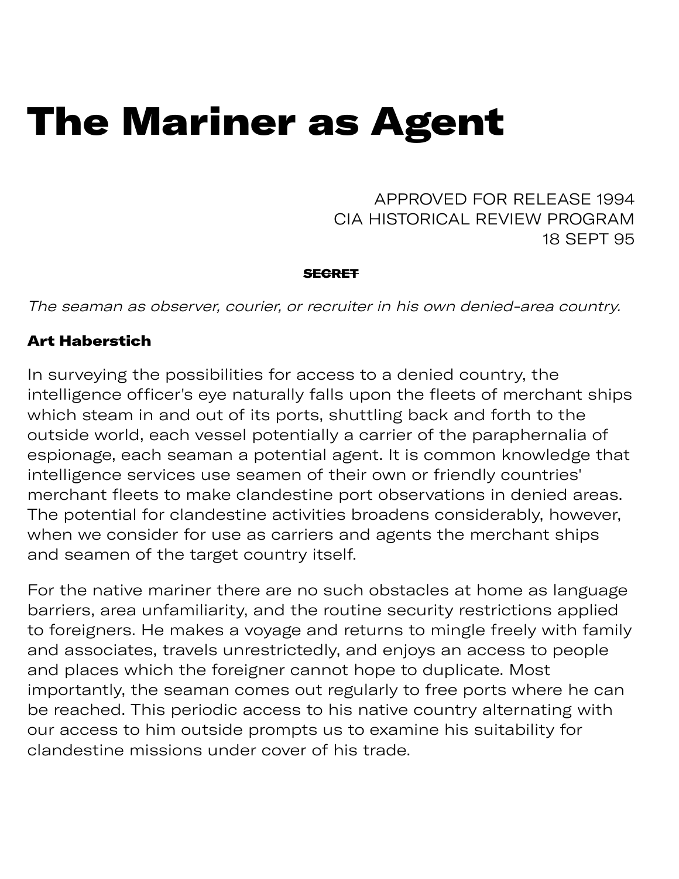# The Mariner as Agent

APPROVED FOR RELEASE 1994
CIA HISTORICAL REVIEW PROGRAM
18 SEPT 95

~~SECRET~~

*The seaman as observer, courier, or recruiter in his own denied-area country.*

**Art Haberstich**

In surveying the possibilities for access to a denied country, the intelligence officer's eye naturally falls upon the fleets of merchant ships which steam in and out of its ports, shuttling back and forth to the outside world, each vessel potentially a carrier of the paraphernalia of espionage, each seaman a potential agent. It is common knowledge that intelligence services use seamen of their own or friendly countries' merchant fleets to make clandestine port observations in denied areas. The potential for clandestine activities broadens considerably, however, when we consider for use as carriers and agents the merchant ships and seamen of the target country itself.

For the native mariner there are no such obstacles at home as language barriers, area unfamiliarity, and the routine security restrictions applied to foreigners. He makes a voyage and returns to mingle freely with family and associates, travels unrestrictedly, and enjoys an access to people and places which the foreigner cannot hope to duplicate. Most importantly, the seaman comes out regularly to free ports where he can be reached. This periodic access to his native country alternating with our access to him outside prompts us to examine his suitability for clandestine missions under cover of his trade.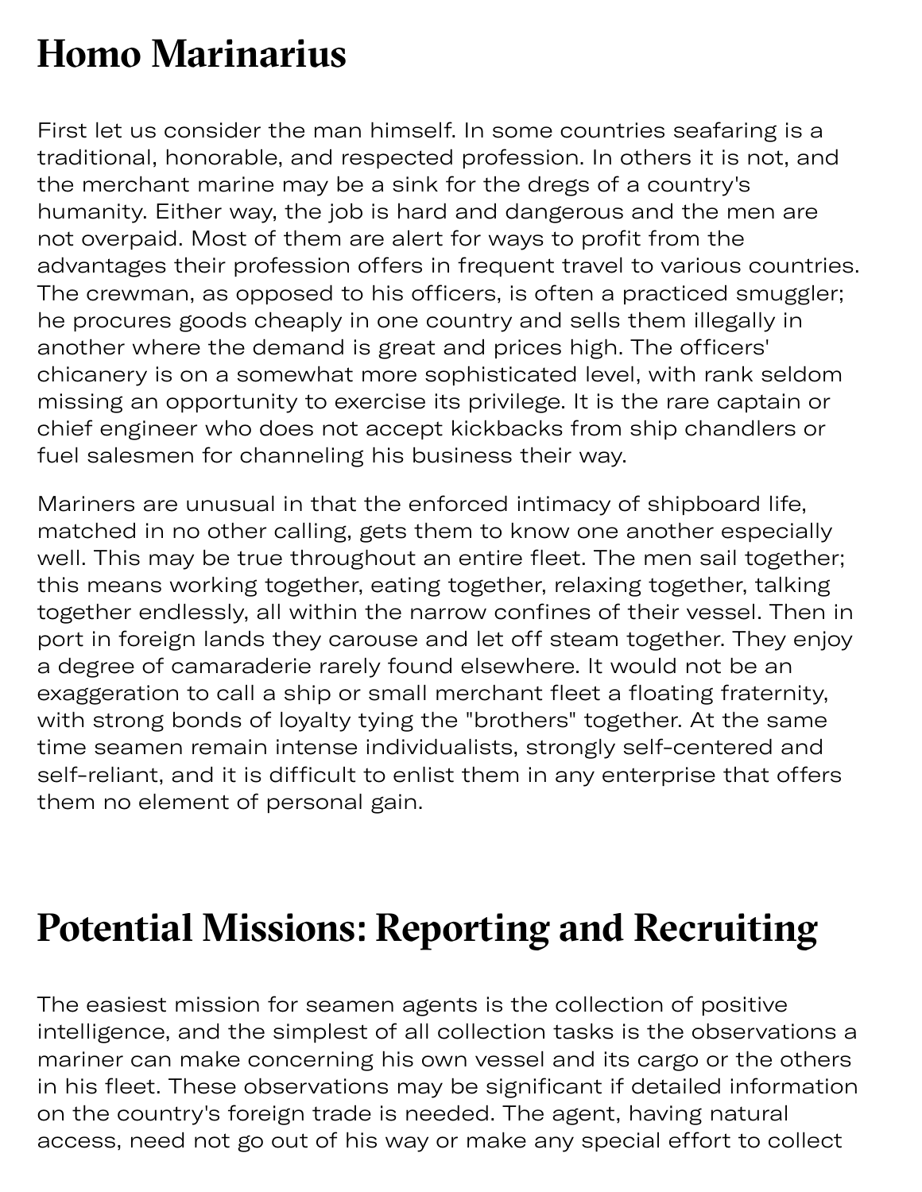# Homo Marinarius

First let us consider the man himself. In some countries seafaring is a traditional, honorable, and respected profession. In others it is not, and the merchant marine may be a sink for the dregs of a country's humanity. Either way, the job is hard and dangerous and the men are not overpaid. Most of them are alert for ways to profit from the advantages their profession offers in frequent travel to various countries. The crewman, as opposed to his officers, is often a practiced smuggler; he procures goods cheaply in one country and sells them illegally in another where the demand is great and prices high. The officers' chicanery is on a somewhat more sophisticated level, with rank seldom missing an opportunity to exercise its privilege. It is the rare captain or chief engineer who does not accept kickbacks from ship chandlers or fuel salesmen for channeling his business their way.

Mariners are unusual in that the enforced intimacy of shipboard life, matched in no other calling, gets them to know one another especially well. This may be true throughout an entire fleet. The men sail together; this means working together, eating together, relaxing together, talking together endlessly, all within the narrow confines of their vessel. Then in port in foreign lands they carouse and let off steam together. They enjoy a degree of camaraderie rarely found elsewhere. It would not be an exaggeration to call a ship or small merchant fleet a floating fraternity, with strong bonds of loyalty tying the "brothers" together. At the same time seamen remain intense individualists, strongly self-centered and self-reliant, and it is difficult to enlist them in any enterprise that offers them no element of personal gain.

# Potential Missions: Reporting and Recruiting

The easiest mission for seamen agents is the collection of positive intelligence, and the simplest of all collection tasks is the observations a mariner can make concerning his own vessel and its cargo or the others in his fleet. These observations may be significant if detailed information on the country's foreign trade is needed. The agent, having natural access, need not go out of his way or make any special effort to collect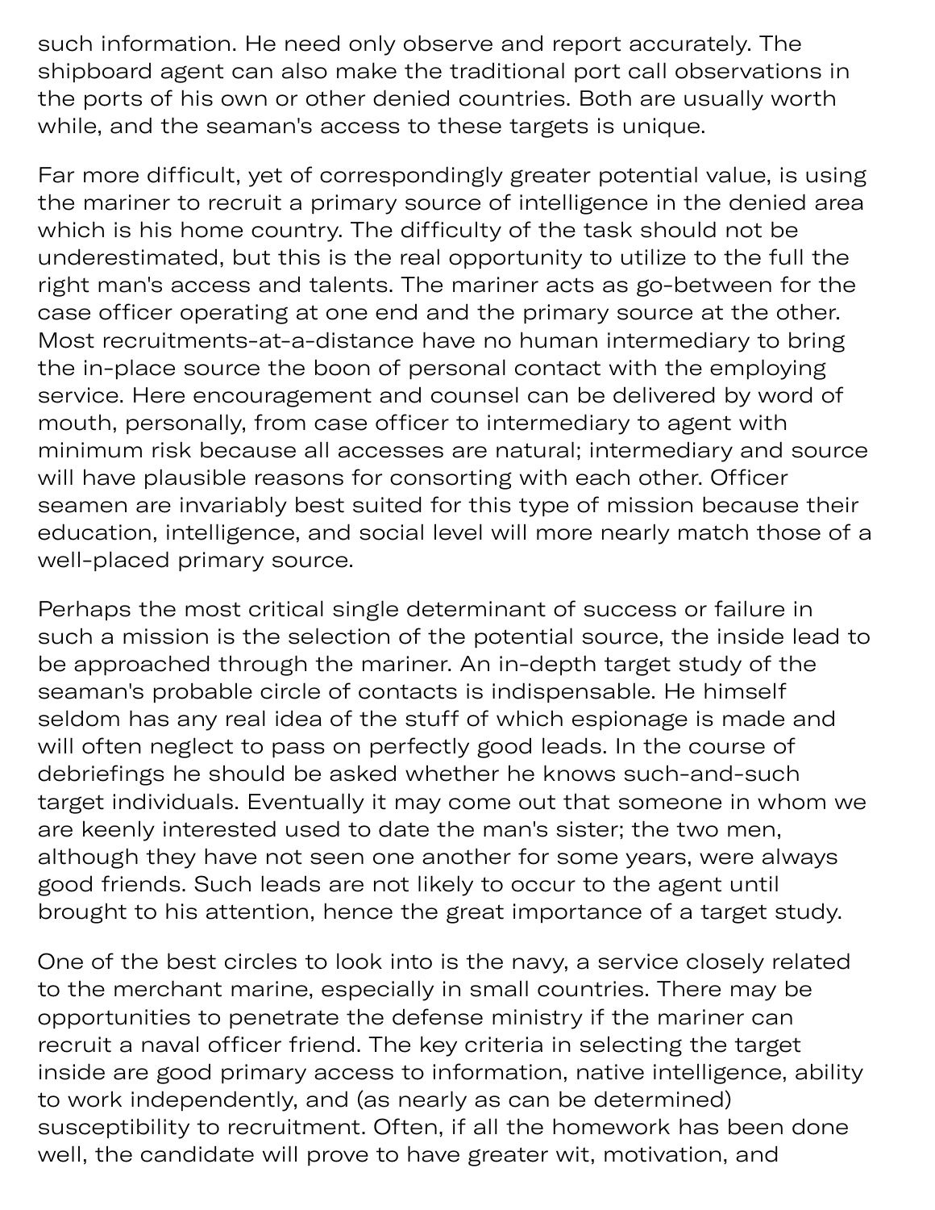such information. He need only observe and report accurately. The shipboard agent can also make the traditional port call observations in the ports of his own or other denied countries. Both are usually worth while, and the seaman's access to these targets is unique.

Far more difficult, yet of correspondingly greater potential value, is using the mariner to recruit a primary source of intelligence in the denied area which is his home country. The difficulty of the task should not be underestimated, but this is the real opportunity to utilize to the full the right man's access and talents. The mariner acts as go-between for the case officer operating at one end and the primary source at the other. Most recruitments-at-a-distance have no human intermediary to bring the in-place source the boon of personal contact with the employing service. Here encouragement and counsel can be delivered by word of mouth, personally, from case officer to intermediary to agent with minimum risk because all accesses are natural; intermediary and source will have plausible reasons for consorting with each other. Officer seamen are invariably best suited for this type of mission because their education, intelligence, and social level will more nearly match those of a well-placed primary source.

Perhaps the most critical single determinant of success or failure in such a mission is the selection of the potential source, the inside lead to be approached through the mariner. An in-depth target study of the seaman's probable circle of contacts is indispensable. He himself seldom has any real idea of the stuff of which espionage is made and will often neglect to pass on perfectly good leads. In the course of debriefings he should be asked whether he knows such-and-such target individuals. Eventually it may come out that someone in whom we are keenly interested used to date the man's sister; the two men, although they have not seen one another for some years, were always good friends. Such leads are not likely to occur to the agent until brought to his attention, hence the great importance of a target study.

One of the best circles to look into is the navy, a service closely related to the merchant marine, especially in small countries. There may be opportunities to penetrate the defense ministry if the mariner can recruit a naval officer friend. The key criteria in selecting the target inside are good primary access to information, native intelligence, ability to work independently, and (as nearly as can be determined) susceptibility to recruitment. Often, if all the homework has been done well, the candidate will prove to have greater wit, motivation, and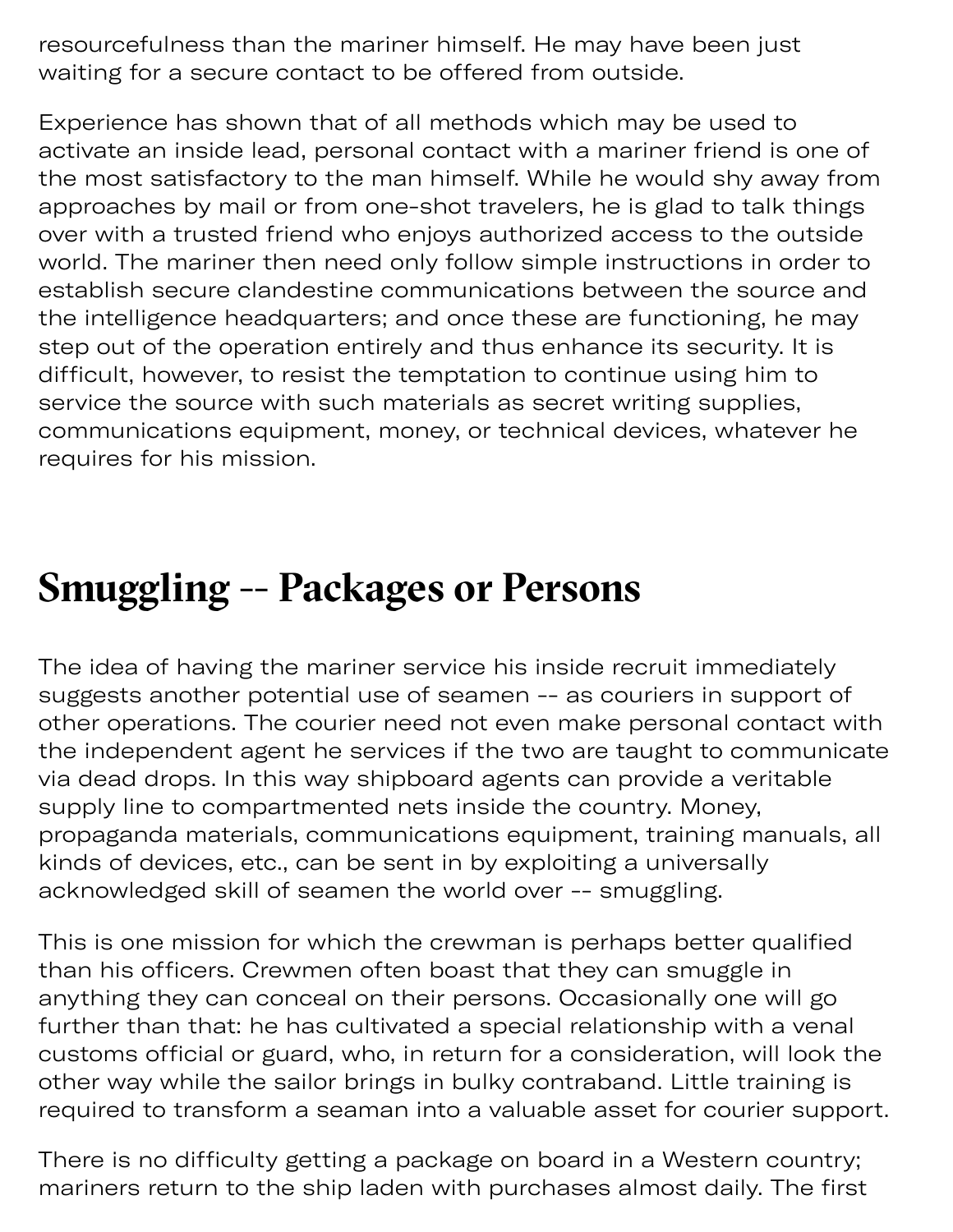resourcefulness than the mariner himself. He may have been just waiting for a secure contact to be offered from outside.

Experience has shown that of all methods which may be used to activate an inside lead, personal contact with a mariner friend is one of the most satisfactory to the man himself. While he would shy away from approaches by mail or from one-shot travelers, he is glad to talk things over with a trusted friend who enjoys authorized access to the outside world. The mariner then need only follow simple instructions in order to establish secure clandestine communications between the source and the intelligence headquarters; and once these are functioning, he may step out of the operation entirely and thus enhance its security. It is difficult, however, to resist the temptation to continue using him to service the source with such materials as secret writing supplies, communications equipment, money, or technical devices, whatever he requires for his mission.

## Smuggling -- Packages or Persons

The idea of having the mariner service his inside recruit immediately suggests another potential use of seamen -- as couriers in support of other operations. The courier need not even make personal contact with the independent agent he services if the two are taught to communicate via dead drops. In this way shipboard agents can provide a veritable supply line to compartmented nets inside the country. Money, propaganda materials, communications equipment, training manuals, all kinds of devices, etc., can be sent in by exploiting a universally acknowledged skill of seamen the world over -- smuggling.

This is one mission for which the crewman is perhaps better qualified than his officers. Crewmen often boast that they can smuggle in anything they can conceal on their persons. Occasionally one will go further than that: he has cultivated a special relationship with a venal customs official or guard, who, in return for a consideration, will look the other way while the sailor brings in bulky contraband. Little training is required to transform a seaman into a valuable asset for courier support.

There is no difficulty getting a package on board in a Western country; mariners return to the ship laden with purchases almost daily. The first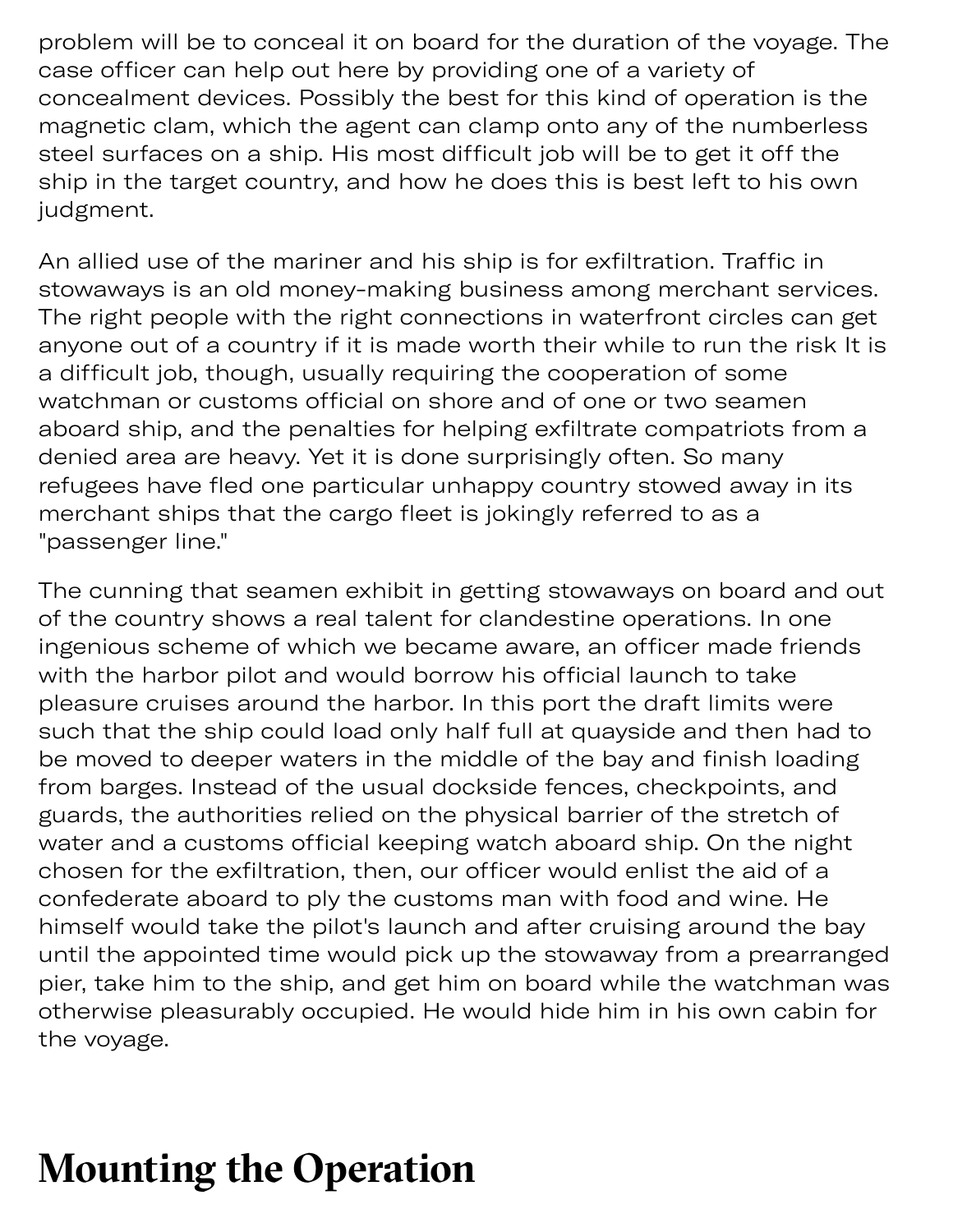problem will be to conceal it on board for the duration of the voyage. The case officer can help out here by providing one of a variety of concealment devices. Possibly the best for this kind of operation is the magnetic clam, which the agent can clamp onto any of the numberless steel surfaces on a ship. His most difficult job will be to get it off the ship in the target country, and how he does this is best left to his own judgment.

An allied use of the mariner and his ship is for exfiltration. Traffic in stowaways is an old money-making business among merchant services. The right people with the right connections in waterfront circles can get anyone out of a country if it is made worth their while to run the risk It is a difficult job, though, usually requiring the cooperation of some watchman or customs official on shore and of one or two seamen aboard ship, and the penalties for helping exfiltrate compatriots from a denied area are heavy. Yet it is done surprisingly often. So many refugees have fled one particular unhappy country stowed away in its merchant ships that the cargo fleet is jokingly referred to as a "passenger line."

The cunning that seamen exhibit in getting stowaways on board and out of the country shows a real talent for clandestine operations. In one ingenious scheme of which we became aware, an officer made friends with the harbor pilot and would borrow his official launch to take pleasure cruises around the harbor. In this port the draft limits were such that the ship could load only half full at quayside and then had to be moved to deeper waters in the middle of the bay and finish loading from barges. Instead of the usual dockside fences, checkpoints, and guards, the authorities relied on the physical barrier of the stretch of water and a customs official keeping watch aboard ship. On the night chosen for the exfiltration, then, our officer would enlist the aid of a confederate aboard to ply the customs man with food and wine. He himself would take the pilot's launch and after cruising around the bay until the appointed time would pick up the stowaway from a prearranged pier, take him to the ship, and get him on board while the watchman was otherwise pleasurably occupied. He would hide him in his own cabin for the voyage.

## Mounting the Operation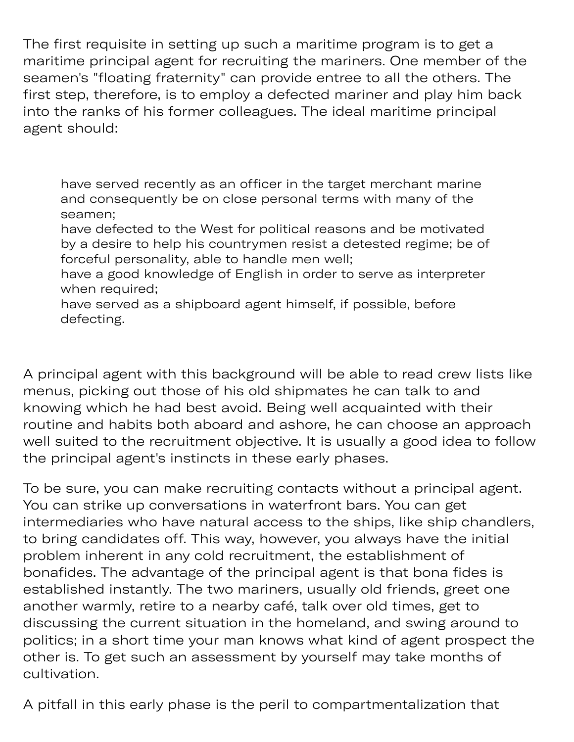The first requisite in setting up such a maritime program is to get a maritime principal agent for recruiting the mariners. One member of the seamen's "floating fraternity" can provide entree to all the others. The first step, therefore, is to employ a defected mariner and play him back into the ranks of his former colleagues. The ideal maritime principal agent should:

> have served recently as an officer in the target merchant marine and consequently be on close personal terms with many of the seamen;
> have defected to the West for political reasons and be motivated by a desire to help his countrymen resist a detested regime; be of forceful personality, able to handle men well;
> have a good knowledge of English in order to serve as interpreter when required;
> have served as a shipboard agent himself, if possible, before defecting.

A principal agent with this background will be able to read crew lists like menus, picking out those of his old shipmates he can talk to and knowing which he had best avoid. Being well acquainted with their routine and habits both aboard and ashore, he can choose an approach well suited to the recruitment objective. It is usually a good idea to follow the principal agent's instincts in these early phases.

To be sure, you can make recruiting contacts without a principal agent. You can strike up conversations in waterfront bars. You can get intermediaries who have natural access to the ships, like ship chandlers, to bring candidates off. This way, however, you always have the initial problem inherent in any cold recruitment, the establishment of bonafides. The advantage of the principal agent is that bona fides is established instantly. The two mariners, usually old friends, greet one another warmly, retire to a nearby café, talk over old times, get to discussing the current situation in the homeland, and swing around to politics; in a short time your man knows what kind of agent prospect the other is. To get such an assessment by yourself may take months of cultivation.

A pitfall in this early phase is the peril to compartmentalization that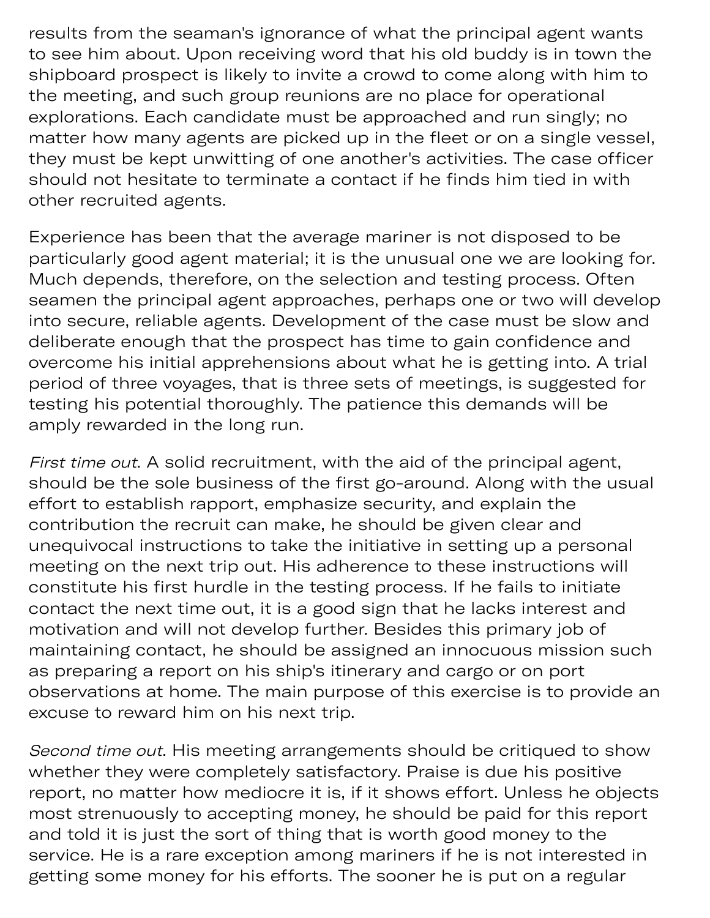results from the seaman's ignorance of what the principal agent wants to see him about. Upon receiving word that his old buddy is in town the shipboard prospect is likely to invite a crowd to come along with him to the meeting, and such group reunions are no place for operational explorations. Each candidate must be approached and run singly; no matter how many agents are picked up in the fleet or on a single vessel, they must be kept unwitting of one another's activities. The case officer should not hesitate to terminate a contact if he finds him tied in with other recruited agents.

Experience has been that the average mariner is not disposed to be particularly good agent material; it is the unusual one we are looking for. Much depends, therefore, on the selection and testing process. Often seamen the principal agent approaches, perhaps one or two will develop into secure, reliable agents. Development of the case must be slow and deliberate enough that the prospect has time to gain confidence and overcome his initial apprehensions about what he is getting into. A trial period of three voyages, that is three sets of meetings, is suggested for testing his potential thoroughly. The patience this demands will be amply rewarded in the long run.

*First time out*. A solid recruitment, with the aid of the principal agent, should be the sole business of the first go-around. Along with the usual effort to establish rapport, emphasize security, and explain the contribution the recruit can make, he should be given clear and unequivocal instructions to take the initiative in setting up a personal meeting on the next trip out. His adherence to these instructions will constitute his first hurdle in the testing process. If he fails to initiate contact the next time out, it is a good sign that he lacks interest and motivation and will not develop further. Besides this primary job of maintaining contact, he should be assigned an innocuous mission such as preparing a report on his ship's itinerary and cargo or on port observations at home. The main purpose of this exercise is to provide an excuse to reward him on his next trip.

*Second time out*. His meeting arrangements should be critiqued to show whether they were completely satisfactory. Praise is due his positive report, no matter how mediocre it is, if it shows effort. Unless he objects most strenuously to accepting money, he should be paid for this report and told it is just the sort of thing that is worth good money to the service. He is a rare exception among mariners if he is not interested in getting some money for his efforts. The sooner he is put on a regular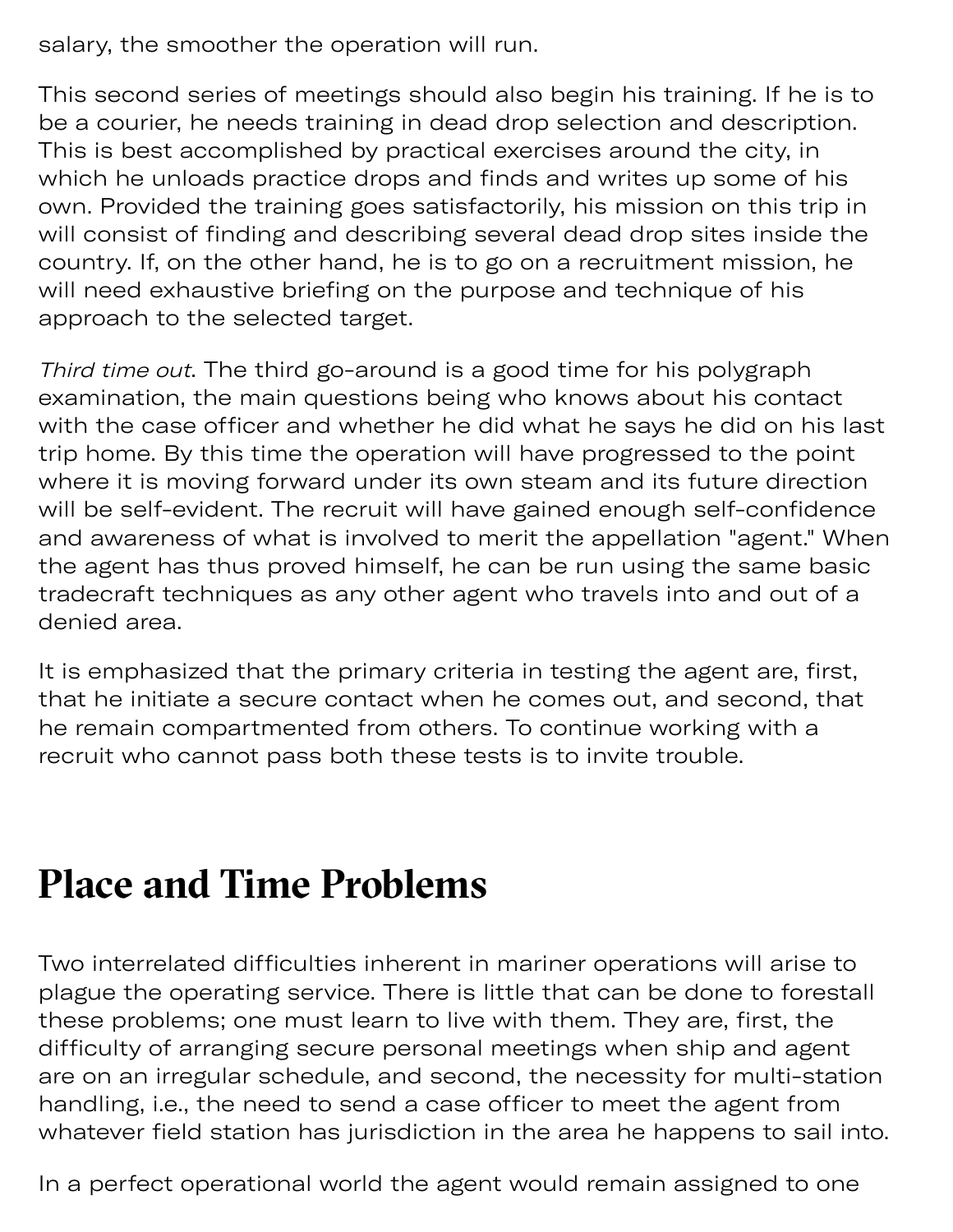salary, the smoother the operation will run.

This second series of meetings should also begin his training. If he is to be a courier, he needs training in dead drop selection and description. This is best accomplished by practical exercises around the city, in which he unloads practice drops and finds and writes up some of his own. Provided the training goes satisfactorily, his mission on this trip in will consist of finding and describing several dead drop sites inside the country. If, on the other hand, he is to go on a recruitment mission, he will need exhaustive briefing on the purpose and technique of his approach to the selected target.

*Third time out*. The third go-around is a good time for his polygraph examination, the main questions being who knows about his contact with the case officer and whether he did what he says he did on his last trip home. By this time the operation will have progressed to the point where it is moving forward under its own steam and its future direction will be self-evident. The recruit will have gained enough self-confidence and awareness of what is involved to merit the appellation "agent." When the agent has thus proved himself, he can be run using the same basic tradecraft techniques as any other agent who travels into and out of a denied area.

It is emphasized that the primary criteria in testing the agent are, first, that he initiate a secure contact when he comes out, and second, that he remain compartmented from others. To continue working with a recruit who cannot pass both these tests is to invite trouble.

## Place and Time Problems

Two interrelated difficulties inherent in mariner operations will arise to plague the operating service. There is little that can be done to forestall these problems; one must learn to live with them. They are, first, the difficulty of arranging secure personal meetings when ship and agent are on an irregular schedule, and second, the necessity for multi-station handling, i.e., the need to send a case officer to meet the agent from whatever field station has jurisdiction in the area he happens to sail into.

In a perfect operational world the agent would remain assigned to one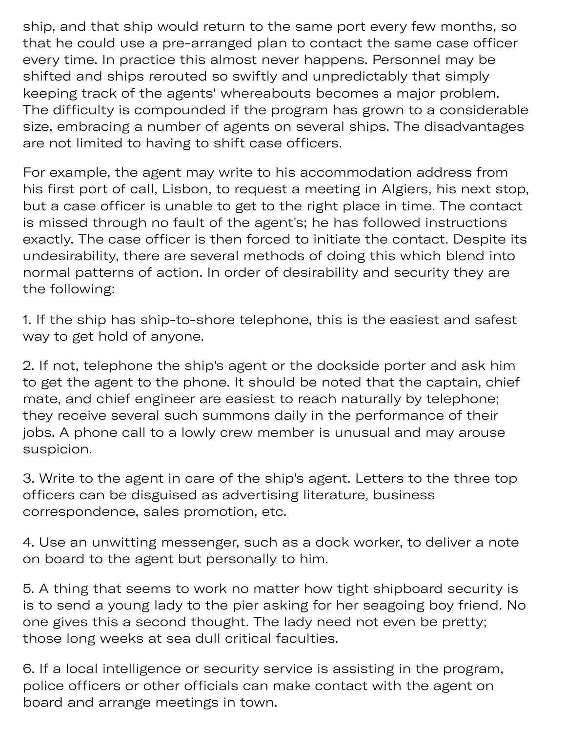ship, and that ship would return to the same port every few months, so that he could use a pre-arranged plan to contact the same case officer every time. In practice this almost never happens. Personnel may be shifted and ships rerouted so swiftly and unpredictably that simply keeping track of the agents' whereabouts becomes a major problem. The difficulty is compounded if the program has grown to a considerable size, embracing a number of agents on several ships. The disadvantages are not limited to having to shift case officers.

For example, the agent may write to his accommodation address from his first port of call, Lisbon, to request a meeting in Algiers, his next stop, but a case officer is unable to get to the right place in time. The contact is missed through no fault of the agent's; he has followed instructions exactly. The case officer is then forced to initiate the contact. Despite its undesirability, there are several methods of doing this which blend into normal patterns of action. In order of desirability and security they are the following:

1. If the ship has ship-to-shore telephone, this is the easiest and safest way to get hold of anyone.

2. If not, telephone the ship's agent or the dockside porter and ask him to get the agent to the phone. It should be noted that the captain, chief mate, and chief engineer are easiest to reach naturally by telephone; they receive several such summons daily in the performance of their jobs. A phone call to a lowly crew member is unusual and may arouse suspicion.

3. Write to the agent in care of the ship's agent. Letters to the three top officers can be disguised as advertising literature, business correspondence, sales promotion, etc.

4. Use an unwitting messenger, such as a dock worker, to deliver a note on board to the agent but personally to him.

5. A thing that seems to work no matter how tight shipboard security is is to send a young lady to the pier asking for her seagoing boy friend. No one gives this a second thought. The lady need not even be pretty; those long weeks at sea dull critical faculties.

6. If a local intelligence or security service is assisting in the program, police officers or other officials can make contact with the agent on board and arrange meetings in town.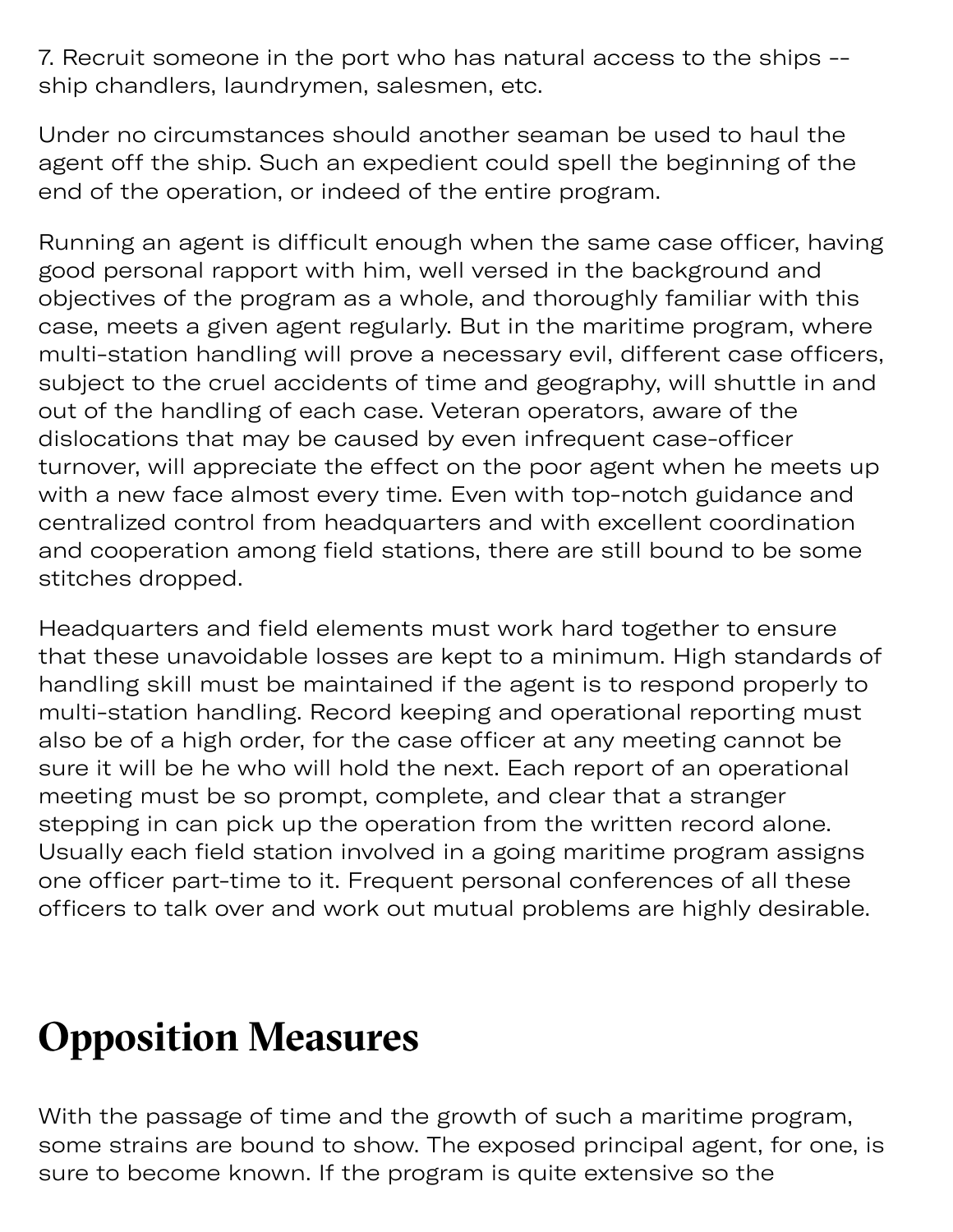7. Recruit someone in the port who has natural access to the ships -- ship chandlers, laundrymen, salesmen, etc.

Under no circumstances should another seaman be used to haul the agent off the ship. Such an expedient could spell the beginning of the end of the operation, or indeed of the entire program.

Running an agent is difficult enough when the same case officer, having good personal rapport with him, well versed in the background and objectives of the program as a whole, and thoroughly familiar with this case, meets a given agent regularly. But in the maritime program, where multi-station handling will prove a necessary evil, different case officers, subject to the cruel accidents of time and geography, will shuttle in and out of the handling of each case. Veteran operators, aware of the dislocations that may be caused by even infrequent case-officer turnover, will appreciate the effect on the poor agent when he meets up with a new face almost every time. Even with top-notch guidance and centralized control from headquarters and with excellent coordination and cooperation among field stations, there are still bound to be some stitches dropped.

Headquarters and field elements must work hard together to ensure that these unavoidable losses are kept to a minimum. High standards of handling skill must be maintained if the agent is to respond properly to multi-station handling. Record keeping and operational reporting must also be of a high order, for the case officer at any meeting cannot be sure it will be he who will hold the next. Each report of an operational meeting must be so prompt, complete, and clear that a stranger stepping in can pick up the operation from the written record alone. Usually each field station involved in a going maritime program assigns one officer part-time to it. Frequent personal conferences of all these officers to talk over and work out mutual problems are highly desirable.

## Opposition Measures

With the passage of time and the growth of such a maritime program, some strains are bound to show. The exposed principal agent, for one, is sure to become known. If the program is quite extensive so the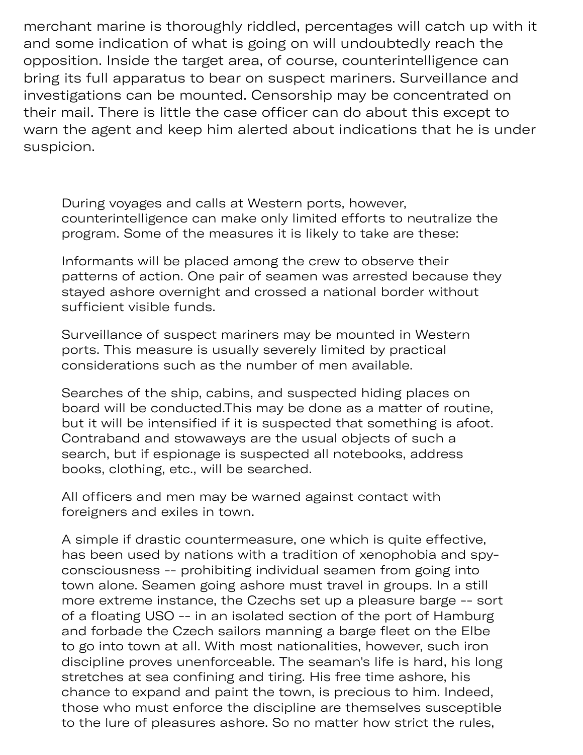merchant marine is thoroughly riddled, percentages will catch up with it and some indication of what is going on will undoubtedly reach the opposition. Inside the target area, of course, counterintelligence can bring its full apparatus to bear on suspect mariners. Surveillance and investigations can be mounted. Censorship may be concentrated on their mail. There is little the case officer can do about this except to warn the agent and keep him alerted about indications that he is under suspicion.

> During voyages and calls at Western ports, however, counterintelligence can make only limited efforts to neutralize the program. Some of the measures it is likely to take are these:
>
> Informants will be placed among the crew to observe their patterns of action. One pair of seamen was arrested because they stayed ashore overnight and crossed a national border without sufficient visible funds.
>
> Surveillance of suspect mariners may be mounted in Western ports. This measure is usually severely limited by practical considerations such as the number of men available.
>
> Searches of the ship, cabins, and suspected hiding places on board will be conducted.This may be done as a matter of routine, but it will be intensified if it is suspected that something is afoot. Contraband and stowaways are the usual objects of such a search, but if espionage is suspected all notebooks, address books, clothing, etc., will be searched.
>
> All officers and men may be warned against contact with foreigners and exiles in town.
>
> A simple if drastic countermeasure, one which is quite effective, has been used by nations with a tradition of xenophobia and spy-consciousness -- prohibiting individual seamen from going into town alone. Seamen going ashore must travel in groups. In a still more extreme instance, the Czechs set up a pleasure barge -- sort of a floating USO -- in an isolated section of the port of Hamburg and forbade the Czech sailors manning a barge fleet on the Elbe to go into town at all. With most nationalities, however, such iron discipline proves unenforceable. The seaman's life is hard, his long stretches at sea confining and tiring. His free time ashore, his chance to expand and paint the town, is precious to him. Indeed, those who must enforce the discipline are themselves susceptible to the lure of pleasures ashore. So no matter how strict the rules,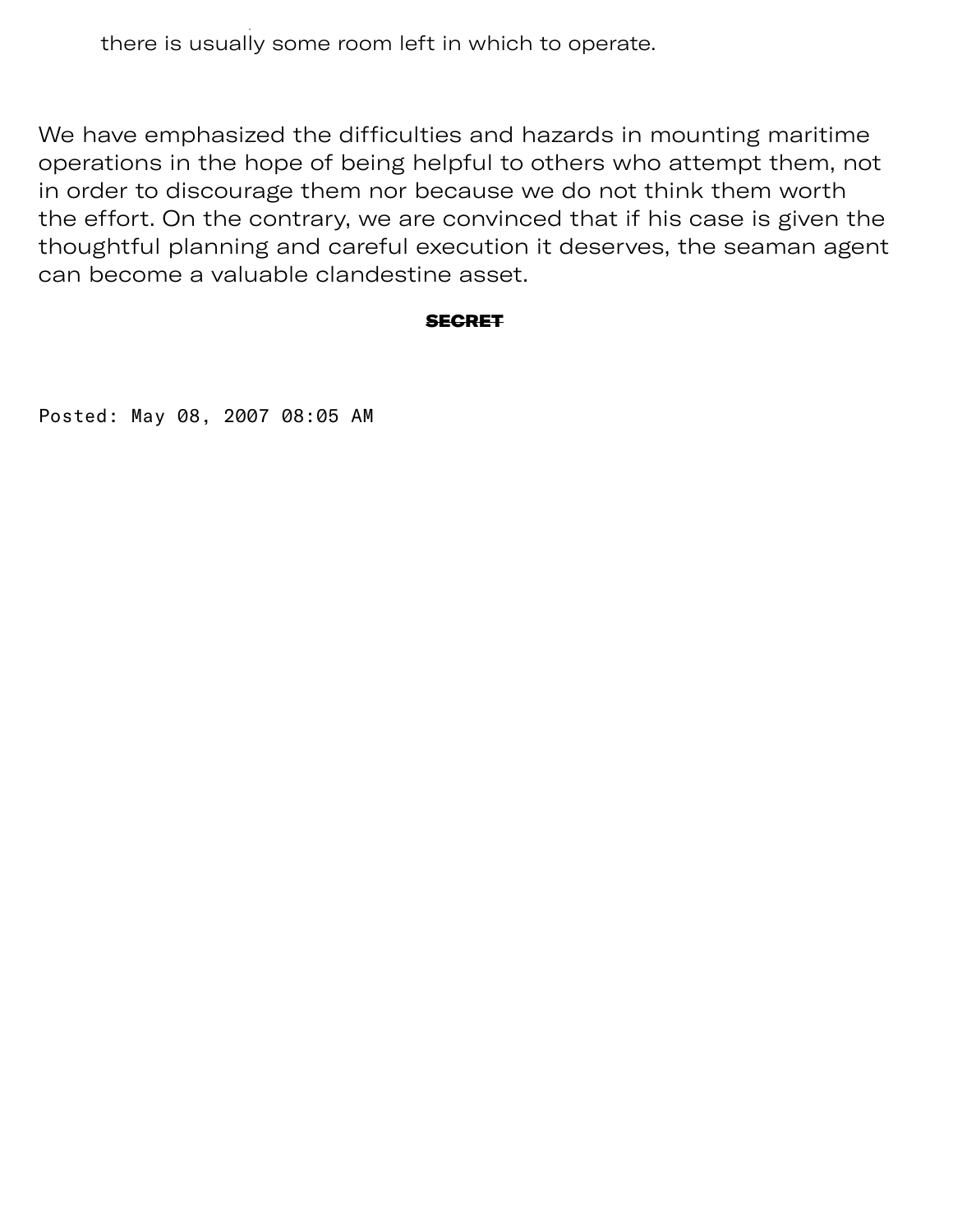there is usually some room left in which to operate.

We have emphasized the difficulties and hazards in mounting maritime operations in the hope of being helpful to others who attempt them, not in order to discourage them nor because we do not think them worth the effort. On the contrary, we are convinced that if his case is given the thoughtful planning and careful execution it deserves, the seaman agent can become a valuable clandestine asset.

**~~SECRET~~**

Posted: May 08, 2007 08:05 AM